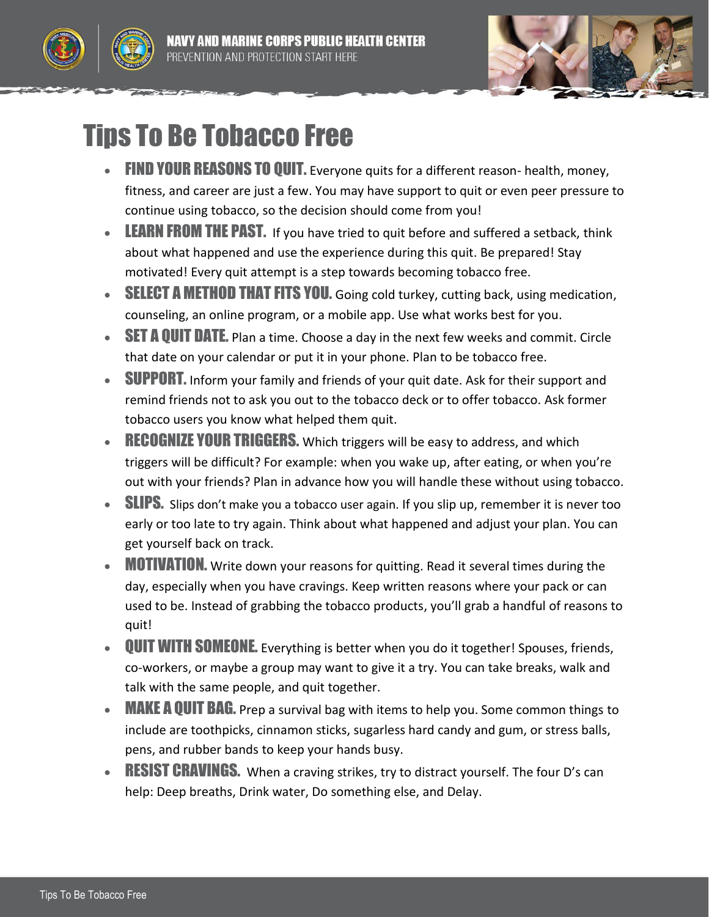NAVY AND MARINE CORPS PUBLIC HEALTH CENTER

PREVENTION AND PROTECTION START HERE

# Tips To Be Tobacco Free

- **FIND YOUR REASONS TO QUIT.** Everyone quits for a different reason- health, money, fitness, and career are just a few. You may have support to quit or even peer pressure to continue using tobacco, so the decision should come from you!
- **LEARN FROM THE PAST.** If you have tried to quit before and suffered a setback, think about what happened and use the experience during this quit. Be prepared! Stay motivated! Every quit attempt is a step towards becoming tobacco free.
- **SELECT A METHOD THAT FITS YOU.** Going cold turkey, cutting back, using medication, counseling, an online program, or a mobile app. Use what works best for you.
- **SET A QUIT DATE.** Plan a time. Choose a day in the next few weeks and commit. Circle that date on your calendar or put it in your phone. Plan to be tobacco free.
- **SUPPORT.** Inform your family and friends of your quit date. Ask for their support and remind friends not to ask you out to the tobacco deck or to offer tobacco. Ask former tobacco users you know what helped them quit.
- **RECOGNIZE YOUR TRIGGERS.** Which triggers will be easy to address, and which triggers will be difficult? For example: when you wake up, after eating, or when you're out with your friends? Plan in advance how you will handle these without using tobacco.
- **SLIPS.** Slips don't make you a tobacco user again. If you slip up, remember it is never too early or too late to try again. Think about what happened and adjust your plan. You can get yourself back on track.
- **MOTIVATION.** Write down your reasons for quitting. Read it several times during the day, especially when you have cravings. Keep written reasons where your pack or can used to be. Instead of grabbing the tobacco products, you'll grab a handful of reasons to quit!
- **QUIT WITH SOMEONE.** Everything is better when you do it together! Spouses, friends, co-workers, or maybe a group may want to give it a try. You can take breaks, walk and talk with the same people, and quit together.
- **MAKE A QUIT BAG.** Prep a survival bag with items to help you. Some common things to include are toothpicks, cinnamon sticks, sugarless hard candy and gum, or stress balls, pens, and rubber bands to keep your hands busy.
- **RESIST CRAVINGS.** When a craving strikes, try to distract yourself. The four D's can help: Deep breaths, Drink water, Do something else, and Delay.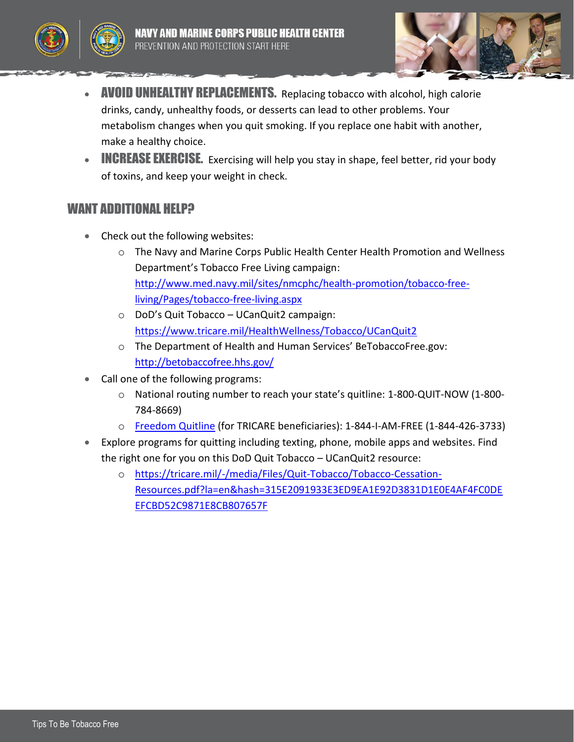- **AVOID UNHEALTHY REPLACEMENTS.** Replacing tobacco with alcohol, high calorie drinks, candy, unhealthy foods, or desserts can lead to other problems. Your metabolism changes when you quit smoking. If you replace one habit with another, make a healthy choice.
- **INCREASE EXERCISE.** Exercising will help you stay in shape, feel better, rid your body of toxins, and keep your weight in check.

## WANT ADDITIONAL HELP?

- Check out the following websites:
  - The Navy and Marine Corps Public Health Center Health Promotion and Wellness Department's Tobacco Free Living campaign: [http://www.med.navy.mil/sites/nmcphc/health-promotion/tobacco-free-living/Pages/tobacco-free-living.aspx](http://www.med.navy.mil/sites/nmcphc/health-promotion/tobacco-free-living/Pages/tobacco-free-living.aspx)
  - DoD's Quit Tobacco – UCanQuit2 campaign: [https://www.tricare.mil/HealthWellness/Tobacco/UCanQuit2](https://www.tricare.mil/HealthWellness/Tobacco/UCanQuit2)
  - The Department of Health and Human Services' BeTobaccoFree.gov: [http://betobaccofree.hhs.gov/](http://betobaccofree.hhs.gov/)
- Call one of the following programs:
  - National routing number to reach your state's quitline: 1-800-QUIT-NOW (1-800-784-8669)
  - Freedom Quitline (for TRICARE beneficiaries): 1-844-I-AM-FREE (1-844-426-3733)
- Explore programs for quitting including texting, phone, mobile apps and websites. Find the right one for you on this DoD Quit Tobacco – UCanQuit2 resource:
  - [https://tricare.mil/-/media/Files/Quit-Tobacco/Tobacco-Cessation-Resources.pdf?la=en&hash=315E2091933E3ED9EA1E92D3831D1E0E4AF4FC0DEEFCBD52C9871E8CB807657F](https://tricare.mil/-/media/Files/Quit-Tobacco/Tobacco-Cessation-Resources.pdf?la=en&hash=315E2091933E3ED9EA1E92D3831D1E0E4AF4FC0DEEFCBD52C9871E8CB807657F)